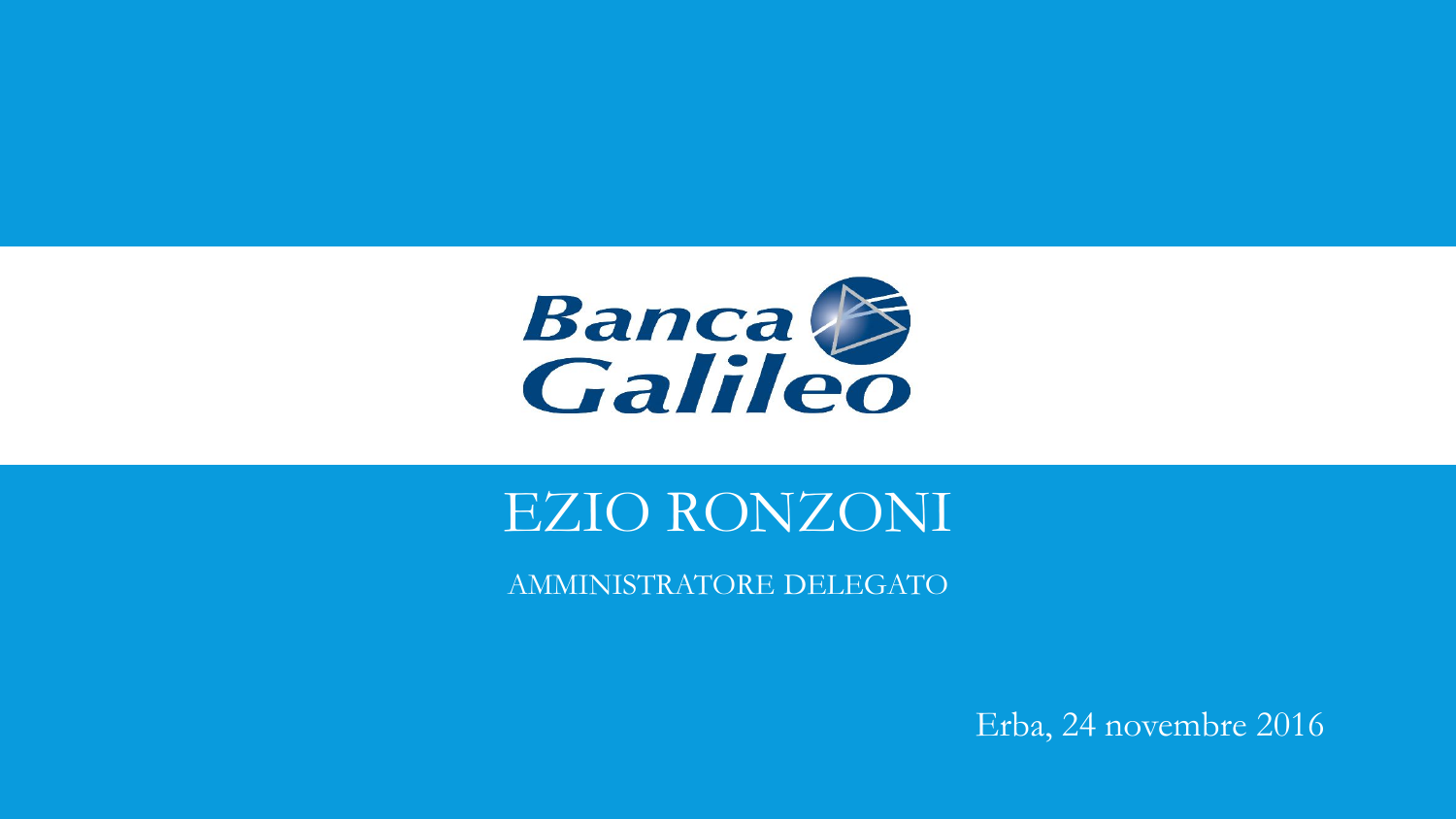Banca Galileo

# EZIO RONZONI

AMMINISTRATORE DELEGATO

Erba, 24 novembre 2016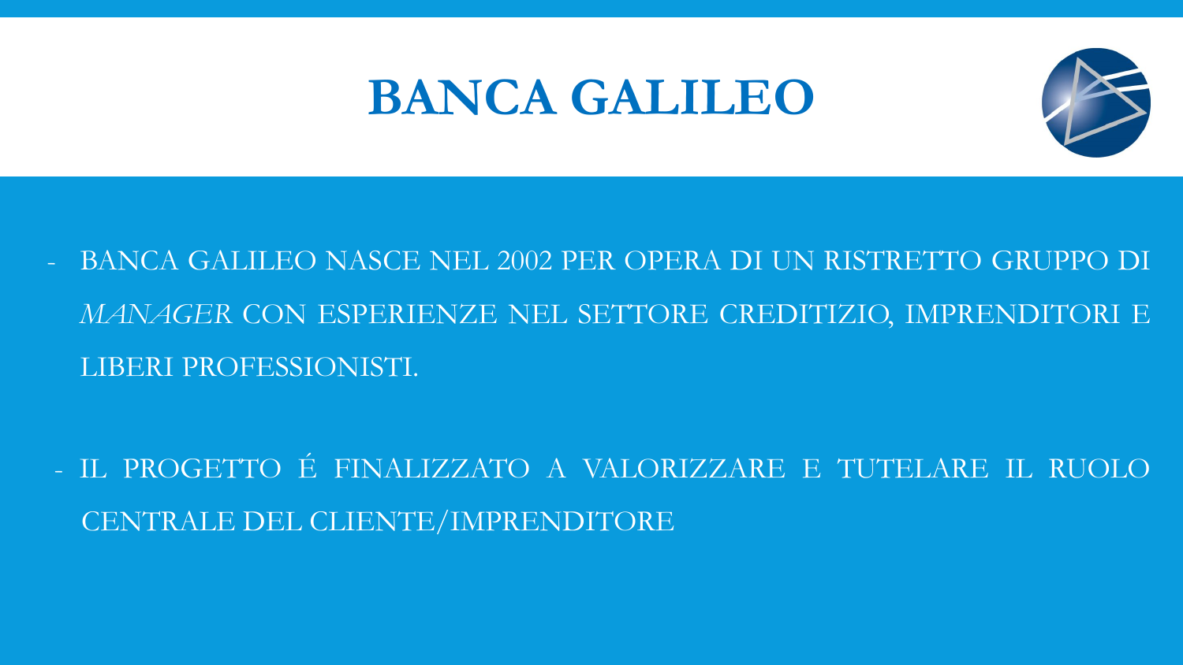# BANCA GALILEO

- BANCA GALILEO NASCE NEL 2002 PER OPERA DI UN RISTRETTO GRUPPO DI *MANAGER* CON ESPERIENZE NEL SETTORE CREDITIZIO, IMPRENDITORI E LIBERI PROFESSIONISTI.

- IL PROGETTO É FINALIZZATO A VALORIZZARE E TUTELARE IL RUOLO CENTRALE DEL CLIENTE/IMPRENDITORE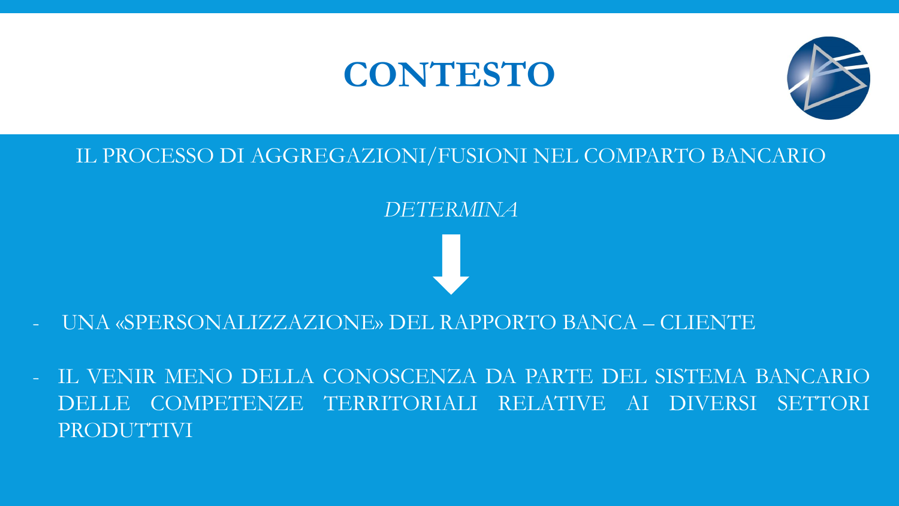# CONTESTO

IL PROCESSO DI AGGREGAZIONI/FUSIONI NEL COMPARTO BANCARIO

*DETERMINA*

↓

- UNA «SPERSONALIZZAZIONE» DEL RAPPORTO BANCA – CLIENTE
- IL VENIR MENO DELLA CONOSCENZA DA PARTE DEL SISTEMA BANCARIO DELLE COMPETENZE TERRITORIALI RELATIVE AI DIVERSI SETTORI PRODUTTIVI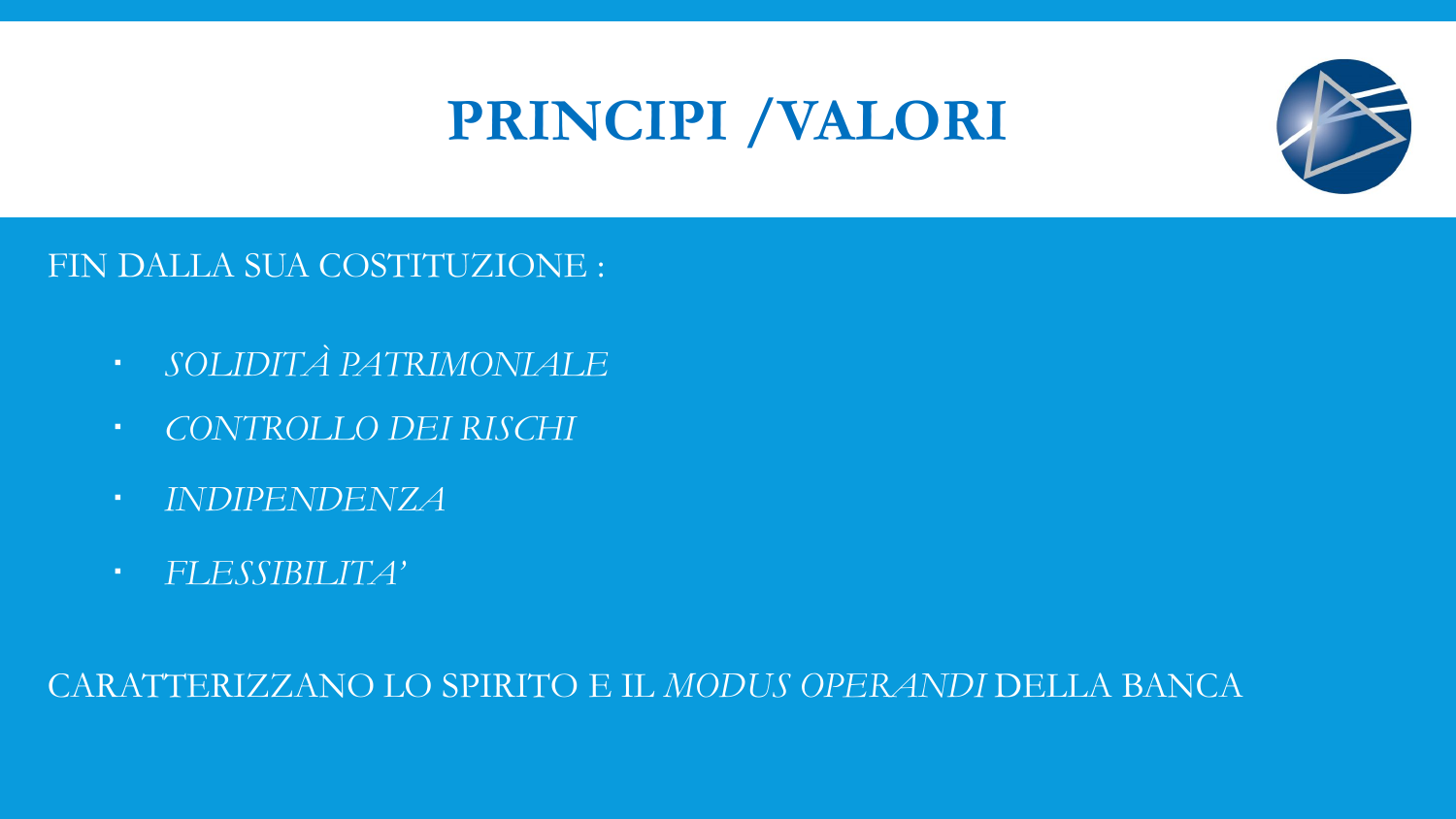# PRINCIPI /VALORI

FIN DALLA SUA COSTITUZIONE :

- *SOLIDITÀ PATRIMONIALE*
- *CONTROLLO DEI RISCHI*
- *INDIPENDENZA*
- *FLESSIBILITA'*

CARATTERIZZANO LO SPIRITO E IL *MODUS OPERANDI* DELLA BANCA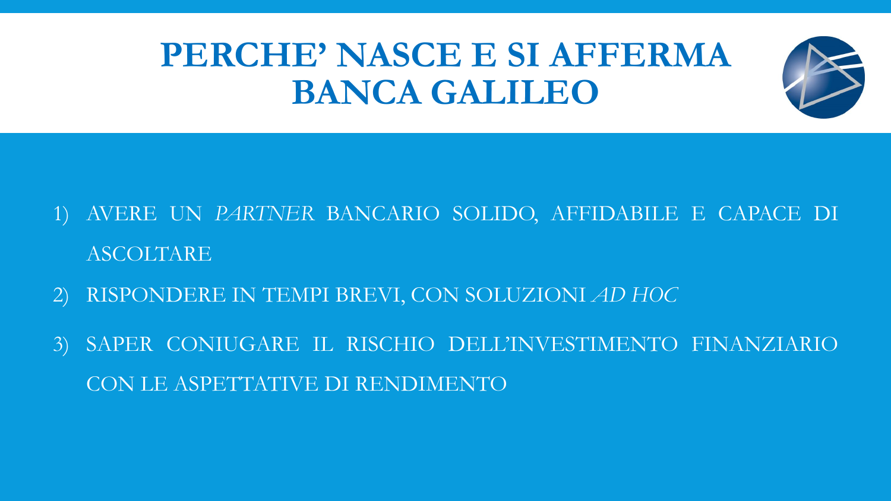# PERCHE' NASCE E SI AFFERMA BANCA GALILEO

1) AVERE UN *PARTNER* BANCARIO SOLIDO, AFFIDABILE E CAPACE DI ASCOLTARE
2) RISPONDERE IN TEMPI BREVI, CON SOLUZIONI *AD HOC*
3) SAPER CONIUGARE IL RISCHIO DELL'INVESTIMENTO FINANZIARIO CON LE ASPETTATIVE DI RENDIMENTO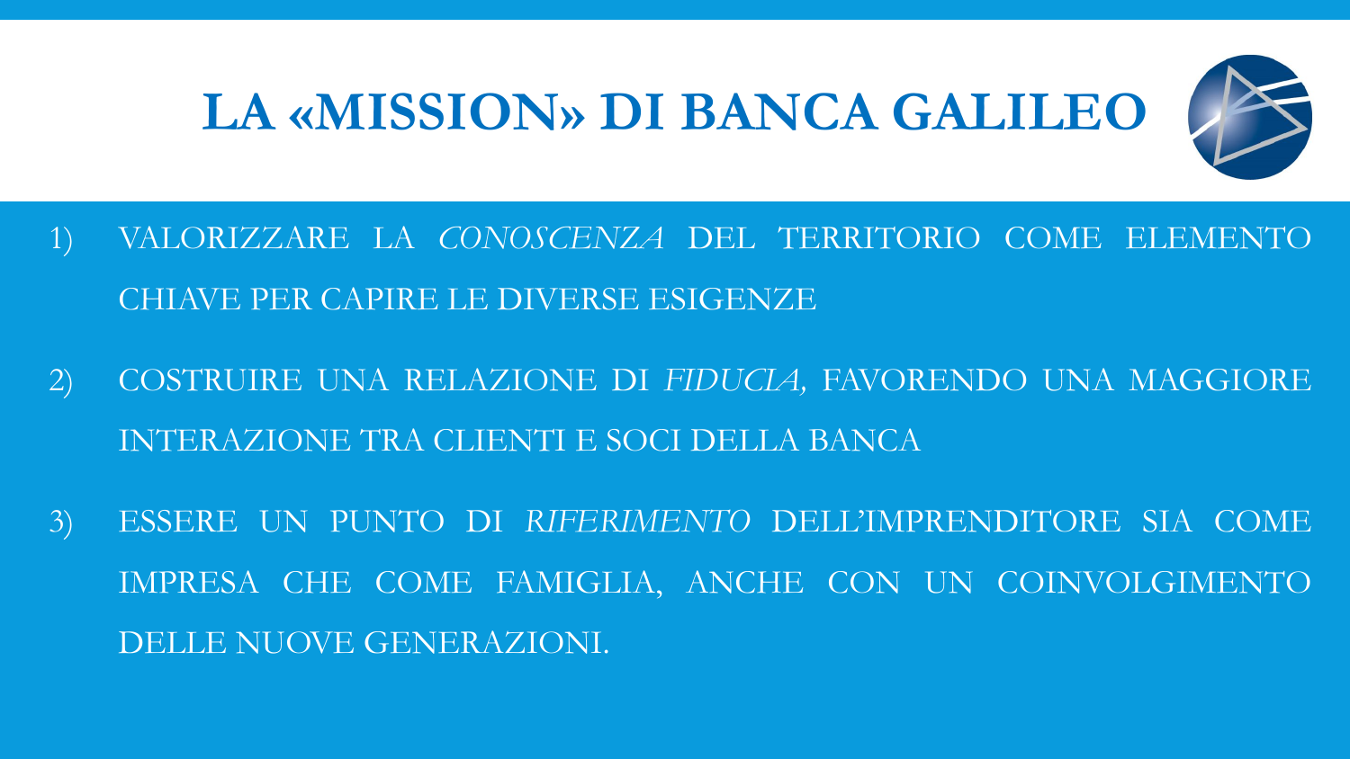# LA «MISSION» DI BANCA GALILEO

1) VALORIZZARE LA *CONOSCENZA* DEL TERRITORIO COME ELEMENTO CHIAVE PER CAPIRE LE DIVERSE ESIGENZE

2) COSTRUIRE UNA RELAZIONE DI *FIDUCIA,* FAVORENDO UNA MAGGIORE INTERAZIONE TRA CLIENTI E SOCI DELLA BANCA

3) ESSERE UN PUNTO DI *RIFERIMENTO* DELL'IMPRENDITORE SIA COME IMPRESA CHE COME FAMIGLIA, ANCHE CON UN COINVOLGIMENTO DELLE NUOVE GENERAZIONI.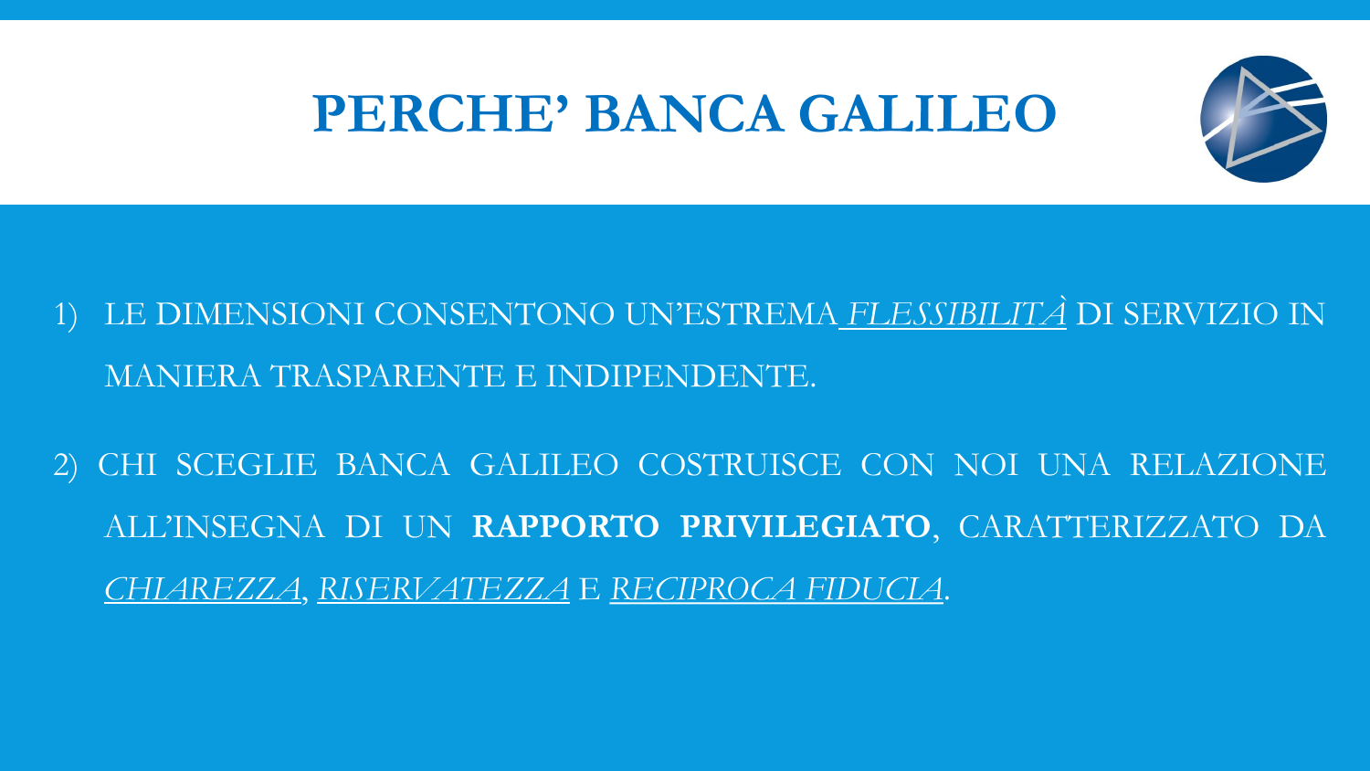# PERCHE’ BANCA GALILEO

1) LE DIMENSIONI CONSENTONO UN’ESTREMA *FLESSIBILITÀ* DI SERVIZIO IN MANIERA TRASPARENTE E INDIPENDENTE.

2) CHI SCEGLIE BANCA GALILEO COSTRUISCE CON NOI UNA RELAZIONE ALL’INSEGNA DI UN **RAPPORTO PRIVILEGIATO**, CARATTERIZZATO DA *CHIAREZZA*, *RISERVATEZZA* E *RECIPROCA FIDUCIA*.